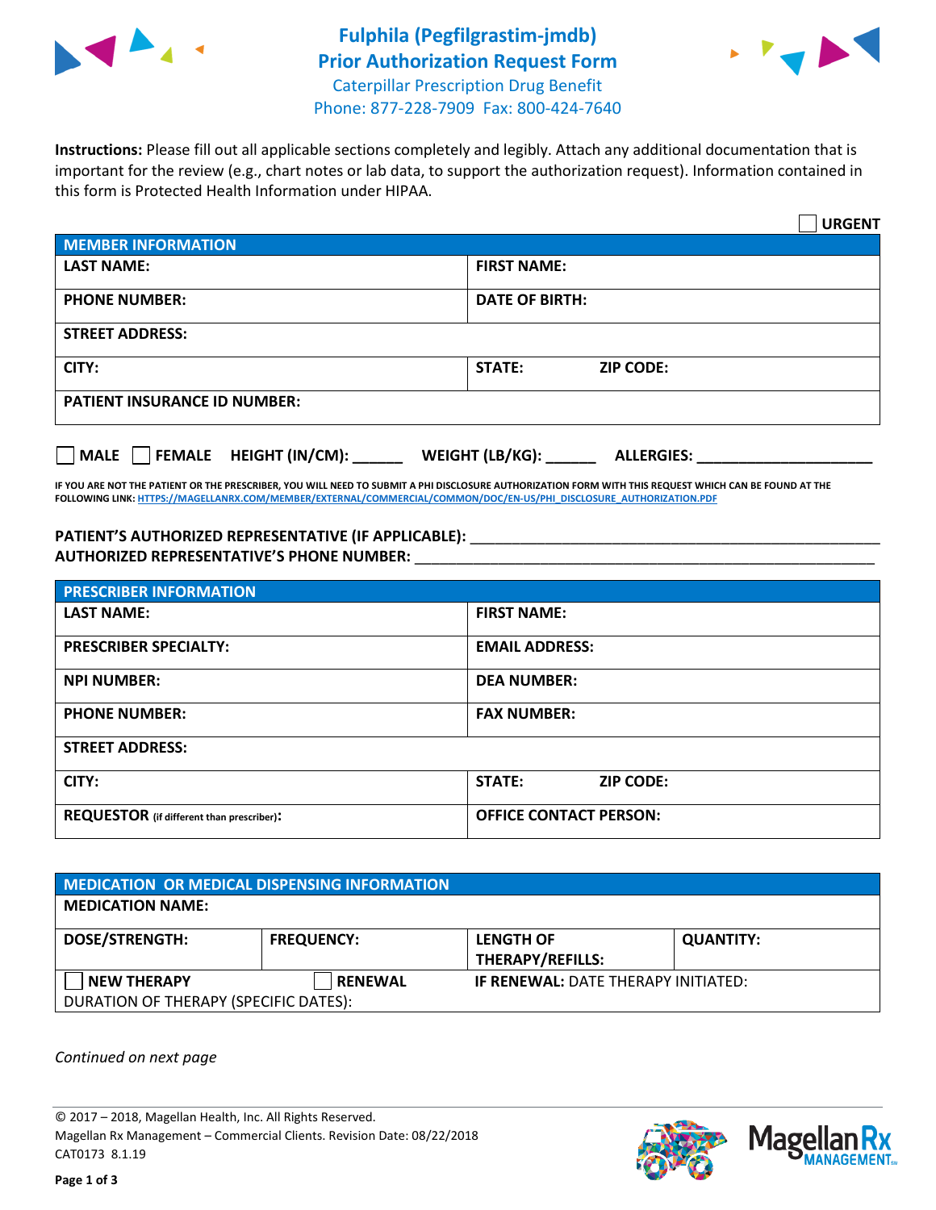# Fulphila (Pegfilgrastim-jmdb) Prior Authorization Request Form

Caterpillar Prescription Drug Benefit
Phone: 877-228-7909 Fax: 800-424-7640

**Instructions:** Please fill out all applicable sections completely and legibly. Attach any additional documentation that is important for the review (e.g., chart notes or lab data, to support the authorization request). Information contained in this form is Protected Health Information under HIPAA.

☐ **URGENT**

| MEMBER INFORMATION | |
|---|---|
| **LAST NAME:** | **FIRST NAME:** |
| **PHONE NUMBER:** | **DATE OF BIRTH:** |
| **STREET ADDRESS:** | |
| **CITY:** | **STATE:** **ZIP CODE:** |
| **PATIENT INSURANCE ID NUMBER:** | |

☐ **MALE** ☐ **FEMALE** **HEIGHT (IN/CM):** ______ **WEIGHT (LB/KG):** ______ **ALLERGIES:** ____________________

**IF YOU ARE NOT THE PATIENT OR THE PRESCRIBER, YOU WILL NEED TO SUBMIT A PHI DISCLOSURE AUTHORIZATION FORM WITH THIS REQUEST WHICH CAN BE FOUND AT THE FOLLOWING LINK: HTTPS://MAGELLANRX.COM/MEMBER/EXTERNAL/COMMERCIAL/COMMON/DOC/EN-US/PHI_DISCLOSURE_AUTHORIZATION.PDF**

**PATIENT'S AUTHORIZED REPRESENTATIVE (IF APPLICABLE):** ____________________________________________
**AUTHORIZED REPRESENTATIVE'S PHONE NUMBER:** ____________________________________________

| PRESCRIBER INFORMATION | |
|---|---|
| **LAST NAME:** | **FIRST NAME:** |
| **PRESCRIBER SPECIALTY:** | **EMAIL ADDRESS:** |
| **NPI NUMBER:** | **DEA NUMBER:** |
| **PHONE NUMBER:** | **FAX NUMBER:** |
| **STREET ADDRESS:** | |
| **CITY:** | **STATE:** **ZIP CODE:** |
| **REQUESTOR** (if different than prescriber)**:** | **OFFICE CONTACT PERSON:** |

| MEDICATION OR MEDICAL DISPENSING INFORMATION | | | |
|---|---|---|---|
| **MEDICATION NAME:** | | | |
| **DOSE/STRENGTH:** | **FREQUENCY:** | **LENGTH OF THERAPY/REFILLS:** | **QUANTITY:** |
| ☐ **NEW THERAPY** | ☐ **RENEWAL** | **IF RENEWAL:** DATE THERAPY INITIATED: | |
| DURATION OF THERAPY (SPECIFIC DATES): | | | |

*Continued on next page*

© 2017 – 2018, Magellan Health, Inc. All Rights Reserved.
Magellan Rx Management – Commercial Clients. Revision Date: 08/22/2018
CAT0173 8.1.19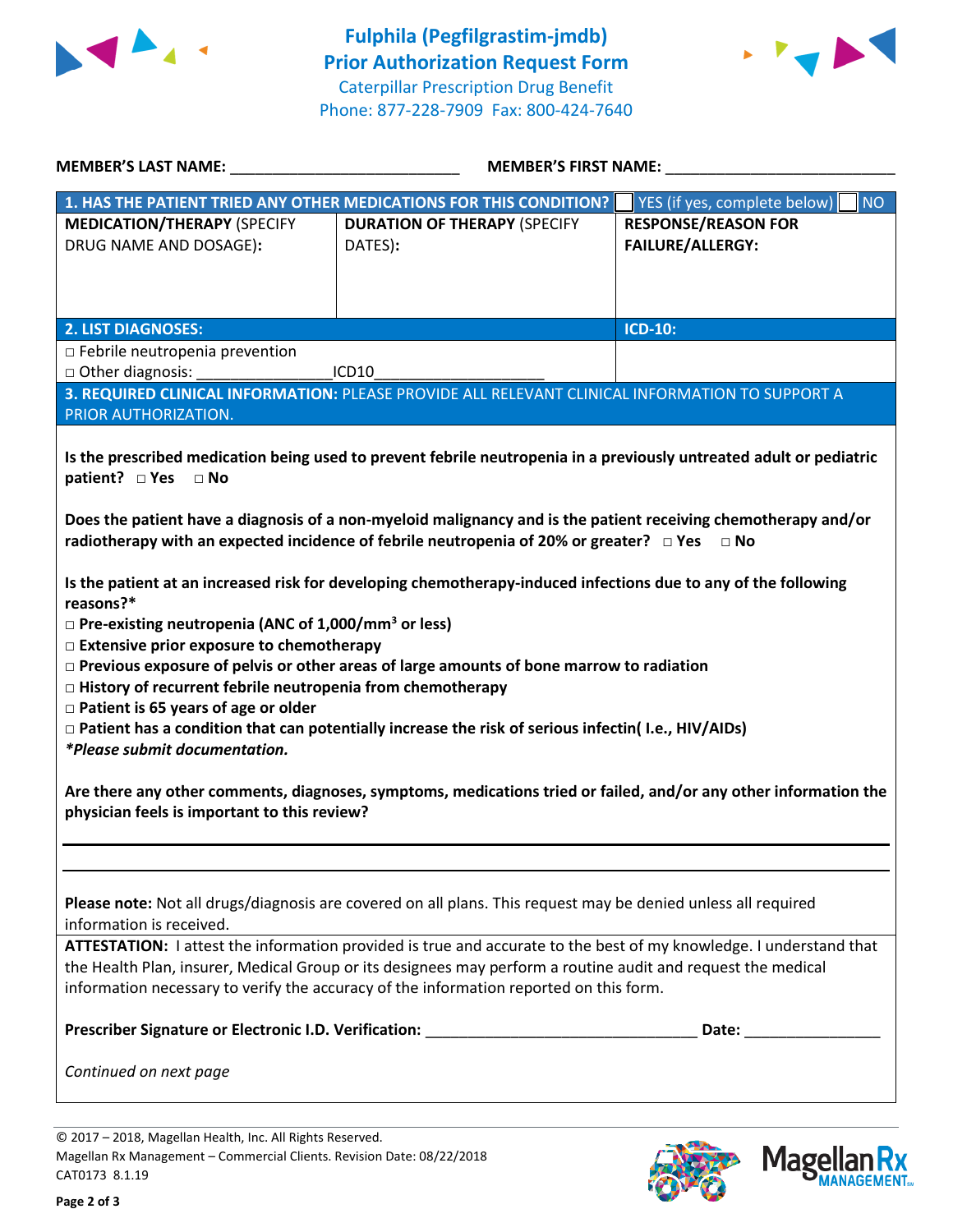# Fulphila (Pegfilgrastim-jmdb) Prior Authorization Request Form

Caterpillar Prescription Drug Benefit
Phone: 877-228-7909 Fax: 800-424-7640

**MEMBER'S LAST NAME:** ___________________________ **MEMBER'S FIRST NAME:** ___________________________

| **1. HAS THE PATIENT TRIED ANY OTHER MEDICATIONS FOR THIS CONDITION?** | | ☐ YES (if yes, complete below) ☐ NO |
|---|---|---|
| **MEDICATION/THERAPY** (SPECIFY DRUG NAME AND DOSAGE): | **DURATION OF THERAPY** (SPECIFY DATES): | **RESPONSE/REASON FOR FAILURE/ALLERGY:** |
| | | |

| **2. LIST DIAGNOSES:** | **ICD-10:** |
|---|---|
| □ Febrile neutropenia prevention<br>□ Other diagnosis: ________________ICD10____________________ | |

**3. REQUIRED CLINICAL INFORMATION:** PLEASE PROVIDE ALL RELEVANT CLINICAL INFORMATION TO SUPPORT A PRIOR AUTHORIZATION.

**Is the prescribed medication being used to prevent febrile neutropenia in a previously untreated adult or pediatric patient? □ Yes □ No**

**Does the patient have a diagnosis of a non-myeloid malignancy and is the patient receiving chemotherapy and/or radiotherapy with an expected incidence of febrile neutropenia of 20% or greater? □ Yes □ No**

**Is the patient at an increased risk for developing chemotherapy-induced infections due to any of the following reasons?***

- □ **Pre-existing neutropenia (ANC of 1,000/$mm^3$ or less)**
- □ **Extensive prior exposure to chemotherapy**
- □ **Previous exposure of pelvis or other areas of large amounts of bone marrow to radiation**
- □ **History of recurrent febrile neutropenia from chemotherapy**
- □ **Patient is 65 years of age or older**
- □ **Patient has a condition that can potentially increase the risk of serious infectin( I.e., HIV/AIDs)**

***Please submit documentation.***

**Are there any other comments, diagnoses, symptoms, medications tried or failed, and/or any other information the physician feels is important to this review?**

_______________________________________________________________

_______________________________________________________________

**Please note:** Not all drugs/diagnosis are covered on all plans. This request may be denied unless all required information is received.

**ATTESTATION:** I attest the information provided is true and accurate to the best of my knowledge. I understand that the Health Plan, insurer, Medical Group or its designees may perform a routine audit and request the medical information necessary to verify the accuracy of the information reported on this form.

**Prescriber Signature or Electronic I.D. Verification:** ________________________________ **Date:** ________________

*Continued on next page*

© 2017 – 2018, Magellan Health, Inc. All Rights Reserved.
Magellan Rx Management – Commercial Clients. Revision Date: 08/22/2018
CAT0173 8.1.19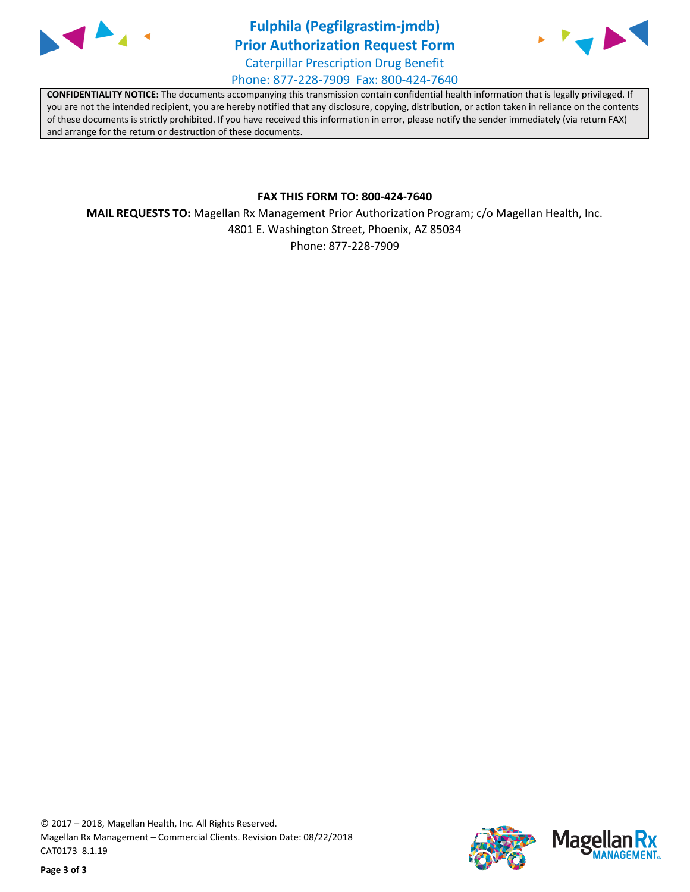**CONFIDENTIALITY NOTICE:** The documents accompanying this transmission contain confidential health information that is legally privileged. If you are not the intended recipient, you are hereby notified that any disclosure, copying, distribution, or action taken in reliance on the contents of these documents is strictly prohibited. If you have received this information in error, please notify the sender immediately (via return FAX) and arrange for the return or destruction of these documents.

**FAX THIS FORM TO: 800-424-7640**

**MAIL REQUESTS TO:** Magellan Rx Management Prior Authorization Program; c/o Magellan Health, Inc.
4801 E. Washington Street, Phoenix, AZ 85034
Phone: 877-228-7909